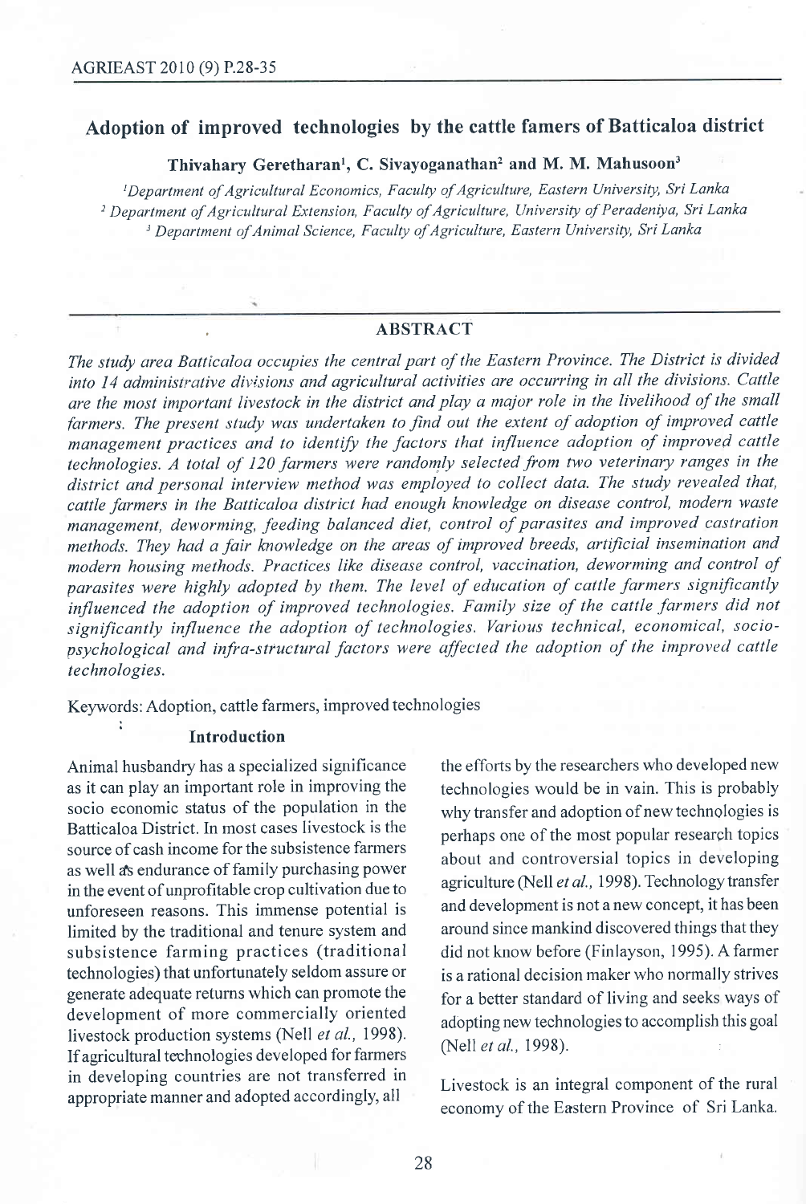# Adoption of improved technologies by the cattle famers of Batticaloa district

**Thivahary Geretharan[1], C. Sivayoganathan[2] and M. M. Mahusoon[3]**

[1]*Department of Agricultural Economics, Faculty of Agriculture, Eastern University, Sri Lanka*
[2] *Department of Agricultural Extension, Faculty of Agriculture, University of Peradeniya, Sri Lanka*
[3] *Department of Animal Science, Faculty of Agriculture, Eastern University, Sri Lanka*

## ABSTRACT

*The study area Batticaloa occupies the central part of the Eastern Province. The District is divided into 14 administrative divisions and agricultural activities are occurring in all the divisions. Cattle are the most important livestock in the district and play a major role in the livelihood of the small farmers. The present study was undertaken to find out the extent of adoption of improved cattle management practices and to identify the factors that influence adoption of improved cattle technologies. A total of 120 farmers were randomly selected from two veterinary ranges in the district and personal interview method was employed to collect data. The study revealed that, cattle farmers in the Batticaloa district had enough knowledge on disease control, modern waste management, deworming, feeding balanced diet, control of parasites and improved castration methods. They had a fair knowledge on the areas of improved breeds, artificial insemination and modern housing methods. Practices like disease control, vaccination, deworming and control of parasites were highly adopted by them. The level of education of cattle farmers significantly influenced the adoption of improved technologies. Family size of the cattle farmers did not significantly influence the adoption of technologies. Various technical, economical, socio-psychological and infra-structural factors were affected the adoption of the improved cattle technologies.*

Keywords: Adoption, cattle farmers, improved technologies

## Introduction

Animal husbandry has a specialized significance as it can play an important role in improving the socio economic status of the population in the Batticaloa District. In most cases livestock is the source of cash income for the subsistence farmers as well as endurance of family purchasing power in the event of unprofitable crop cultivation due to unforeseen reasons. This immense potential is limited by the traditional and tenure system and subsistence farming practices (traditional technologies) that unfortunately seldom assure or generate adequate returns which can promote the development of more commercially oriented livestock production systems (Nell *et al.*, 1998). If agricultural technologies developed for farmers in developing countries are not transferred in appropriate manner and adopted accordingly, all the efforts by the researchers who developed new technologies would be in vain. This is probably why transfer and adoption of new technologies is perhaps one of the most popular research topics about and controversial topics in developing agriculture (Nell *et al.*, 1998). Technology transfer and development is not a new concept, it has been around since mankind discovered things that they did not know before (Finlayson, 1995). A farmer is a rational decision maker who normally strives for a better standard of living and seeks ways of adopting new technologies to accomplish this goal (Nell *et al.*, 1998).

Livestock is an integral component of the rural economy of the Eastern Province of Sri Lanka.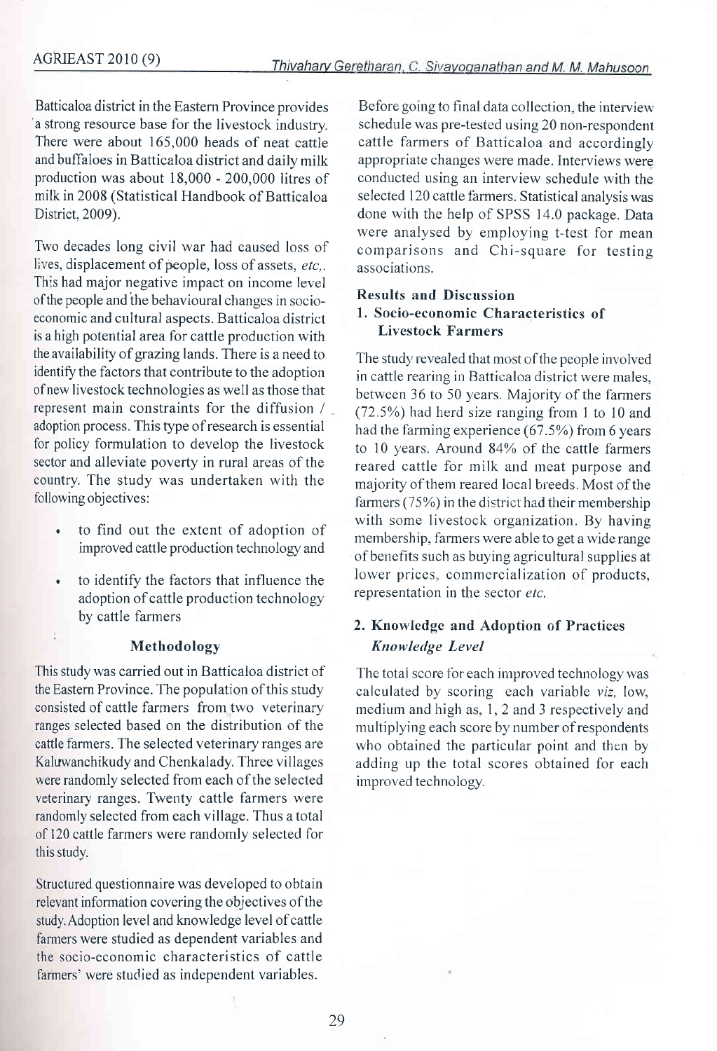Batticaloa district in the Eastern Province provides a strong resource base for the livestock industry. There were about 165,000 heads of neat cattle and buffaloes in Batticaloa district and daily milk production was about 18,000 - 200,000 litres of milk in 2008 (Statistical Handbook of Batticaloa District, 2009).

Two decades long civil war had caused loss of lives, displacement of people, loss of assets, *etc,*. This had major negative impact on income level of the people and the behavioural changes in socio-economic and cultural aspects. Batticaloa district is a high potential area for cattle production with the availability of grazing lands. There is a need to identify the factors that contribute to the adoption of new livestock technologies as well as those that represent main constraints for the diffusion / adoption process. This type of research is essential for policy formulation to develop the livestock sector and alleviate poverty in rural areas of the country. The study was undertaken with the following objectives:

- to find out the extent of adoption of improved cattle production technology and
- to identify the factors that influence the adoption of cattle production technology by cattle farmers

## Methodology

This study was carried out in Batticaloa district of the Eastern Province. The population of this study consisted of cattle farmers from two veterinary ranges selected based on the distribution of the cattle farmers. The selected veterinary ranges are Kaluwanchikudy and Chenkalady. Three villages were randomly selected from each of the selected veterinary ranges. Twenty cattle farmers were randomly selected from each village. Thus a total of 120 cattle farmers were randomly selected for this study.

Structured questionnaire was developed to obtain relevant information covering the objectives of the study. Adoption level and knowledge level of cattle farmers were studied as dependent variables and the socio-economic characteristics of cattle farmers' were studied as independent variables.

Before going to final data collection, the interview schedule was pre-tested using 20 non-respondent cattle farmers of Batticaloa and accordingly appropriate changes were made. Interviews were conducted using an interview schedule with the selected 120 cattle farmers. Statistical analysis was done with the help of SPSS 14.0 package. Data were analysed by employing t-test for mean comparisons and Chi-square for testing associations.

## Results and Discussion

### 1. Socio-economic Characteristics of Livestock Farmers

The study revealed that most of the people involved in cattle rearing in Batticaloa district were males, between 36 to 50 years. Majority of the farmers (72.5%) had herd size ranging from 1 to 10 and had the farming experience (67.5%) from 6 years to 10 years. Around 84% of the cattle farmers reared cattle for milk and meat purpose and majority of them reared local breeds. Most of the farmers (75%) in the district had their membership with some livestock organization. By having membership, farmers were able to get a wide range of benefits such as buying agricultural supplies at lower prices, commercialization of products, representation in the sector *etc.*

### 2. Knowledge and Adoption of Practices

*Knowledge Level*

The total score for each improved technology was calculated by scoring each variable *viz,* low, medium and high as, 1, 2 and 3 respectively and multiplying each score by number of respondents who obtained the particular point and then by adding up the total scores obtained for each improved technology.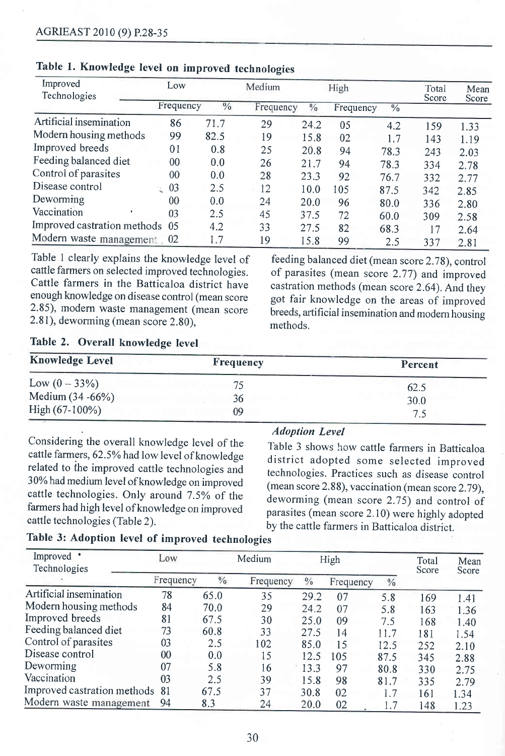**Table 1. Knowledge level on improved technologies**

| Improved Technologies | Low | | Medium | | High | | Total Score | Mean Score |
|---|---|---|---|---|---|---|---|---|
| | Frequency | % | Frequency | % | Frequency | % | | |
| Artificial insemination | 86 | 71.7 | 29 | 24.2 | 05 | 4.2 | 159 | 1.33 |
| Modern housing methods | 99 | 82.5 | 19 | 15.8 | 02 | 1.7 | 143 | 1.19 |
| Improved breeds | 01 | 0.8 | 25 | 20.8 | 94 | 78.3 | 243 | 2.03 |
| Feeding balanced diet | 00 | 0.0 | 26 | 21.7 | 94 | 78.3 | 334 | 2.78 |
| Control of parasites | 00 | 0.0 | 28 | 23.3 | 92 | 76.7 | 332 | 2.77 |
| Disease control | 03 | 2.5 | 12 | 10.0 | 105 | 87.5 | 342 | 2.85 |
| Deworming | 00 | 0.0 | 24 | 20.0 | 96 | 80.0 | 336 | 2.80 |
| Vaccination | 03 | 2.5 | 45 | 37.5 | 72 | 60.0 | 309 | 2.58 |
| Improved castration methods | 05 | 4.2 | 33 | 27.5 | 82 | 68.3 | 17 | 2.64 |
| Modern waste management | 02 | 1.7 | 19 | 15.8 | 99 | 2.5 | 337 | 2.81 |

Table 1 clearly explains the knowledge level of cattle farmers on selected improved technologies. Cattle farmers in the Batticaloa district have enough knowledge on disease control (mean score 2.85), modern waste management (mean score 2.81), deworming (mean score 2.80), feeding balanced diet (mean score 2.78), control of parasites (mean score 2.77) and improved castration methods (mean score 2.64). And they got fair knowledge on the areas of improved breeds, artificial insemination and modern housing methods.

**Table 2. Overall knowledge level**

| Knowledge Level | Frequency | Percent |
|---|---|---|
| Low (0 – 33%) | 75 | 62.5 |
| Medium (34 -66%) | 36 | 30.0 |
| High (67-100%) | 09 | 7.5 |

Considering the overall knowledge level of the cattle farmers, 62.5% had low level of knowledge related to the improved cattle technologies and 30% had medium level of knowledge on improved cattle technologies. Only around 7.5% of the farmers had high level of knowledge on improved cattle technologies (Table 2).

### *Adoption Level*

Table 3 shows how cattle farmers in Batticaloa district adopted some selected improved technologies. Practices such as disease control (mean score 2.88), vaccination (mean score 2.79), deworming (mean score 2.75) and control of parasites (mean score 2.10) were highly adopted by the cattle farmers in Batticaloa district.

**Table 3: Adoption level of improved technologies**

| Improved Technologies | Low | | Medium | | High | | Total Score | Mean Score |
|---|---|---|---|---|---|---|---|---|
| | Frequency | % | Frequency | % | Frequency | % | | |
| Artificial insemination | 78 | 65.0 | 35 | 29.2 | 07 | 5.8 | 169 | 1.41 |
| Modern housing methods | 84 | 70.0 | 29 | 24.2 | 07 | 5.8 | 163 | 1.36 |
| Improved breeds | 81 | 67.5 | 30 | 25.0 | 09 | 7.5 | 168 | 1.40 |
| Feeding balanced diet | 73 | 60.8 | 33 | 27.5 | 14 | 11.7 | 181 | 1.54 |
| Control of parasites | 03 | 2.5 | 102 | 85.0 | 15 | 12.5 | 252 | 2.10 |
| Disease control | 00 | 0.0 | 15 | 12.5 | 105 | 87.5 | 345 | 2.88 |
| Deworming | 07 | 5.8 | 16 | 13.3 | 97 | 80.8 | 330 | 2.75 |
| Vaccination | 03 | 2.5 | 39 | 15.8 | 98 | 81.7 | 335 | 2.79 |
| Improved castration methods | 81 | 67.5 | 37 | 30.8 | 02 | 1.7 | 161 | 1.34 |
| Modern waste management | 94 | 8.3 | 24 | 20.0 | 02 | 1.7 | 148 | 1.23 |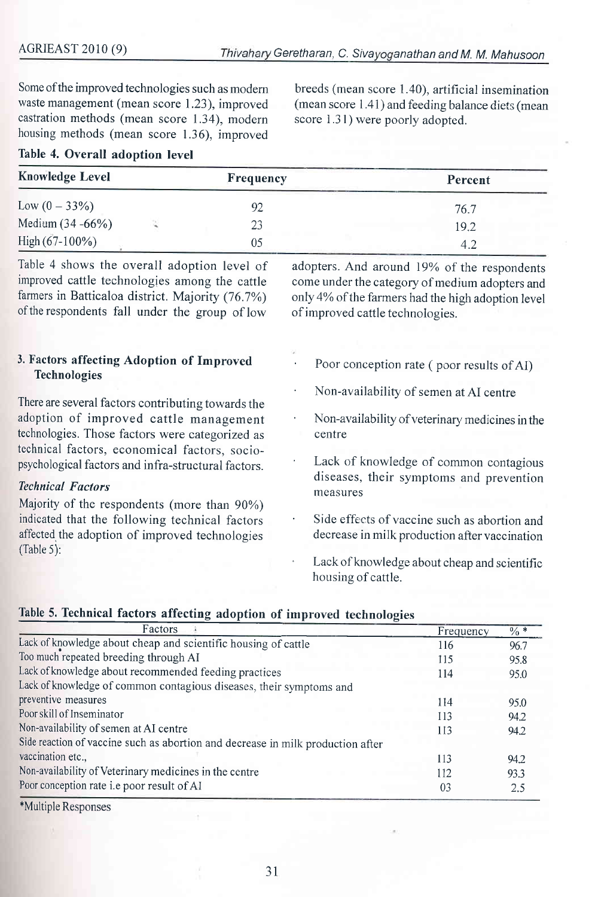Some of the improved technologies such as modern waste management (mean score 1.23), improved castration methods (mean score 1.34), modern housing methods (mean score 1.36), improved breeds (mean score 1.40), artificial insemination (mean score 1.41) and feeding balance diets (mean score 1.31) were poorly adopted.

**Table 4. Overall adoption level**

| Knowledge Level | Frequency | Percent |
|---|---|---|
| Low (0 – 33%) | 92 | 76.7 |
| Medium (34 -66%) | 23 | 19.2 |
| High (67-100%) | 05 | 4.2 |

Table 4 shows the overall adoption level of improved cattle technologies among the cattle farmers in Batticaloa district. Majority (76.7%) of the respondents fall under the group of low adopters. And around 19% of the respondents come under the category of medium adopters and only 4% of the farmers had the high adoption level of improved cattle technologies.

### 3. Factors affecting Adoption of Improved Technologies

There are several factors contributing towards the adoption of improved cattle management technologies. Those factors were categorized as technical factors, economical factors, socio-psychological factors and infra-structural factors.

*Technical Factors*

Majority of the respondents (more than 90%) indicated that the following technical factors affected the adoption of improved technologies (Table 5):

- Poor conception rate ( poor results of AI)
- Non-availability of semen at AI centre
- Non-availability of veterinary medicines in the centre
- Lack of knowledge of common contagious diseases, their symptoms and prevention measures
- Side effects of vaccine such as abortion and decrease in milk production after vaccination
- Lack of knowledge about cheap and scientific housing of cattle.

**Table 5. Technical factors affecting adoption of improved technologies**

| Factors | Frequency | % * |
|---|---|---|
| Lack of knowledge about cheap and scientific housing of cattle | 116 | 96.7 |
| Too much repeated breeding through AI | 115 | 95.8 |
| Lack of knowledge about recommended feeding practices | 114 | 95.0 |
| Lack of knowledge of common contagious diseases, their symptoms and preventive measures | 114 | 95.0 |
| Poor skill of Inseminator | 113 | 94.2 |
| Non-availability of semen at AI centre | 113 | 94.2 |
| Side reaction of vaccine such as abortion and decrease in milk production after vaccination etc., | 113 | 94.2 |
| Non-availability of Veterinary medicines in the centre | 112 | 93.3 |
| Poor conception rate i.e poor result of AI | 03 | 2.5 |

*Multiple Responses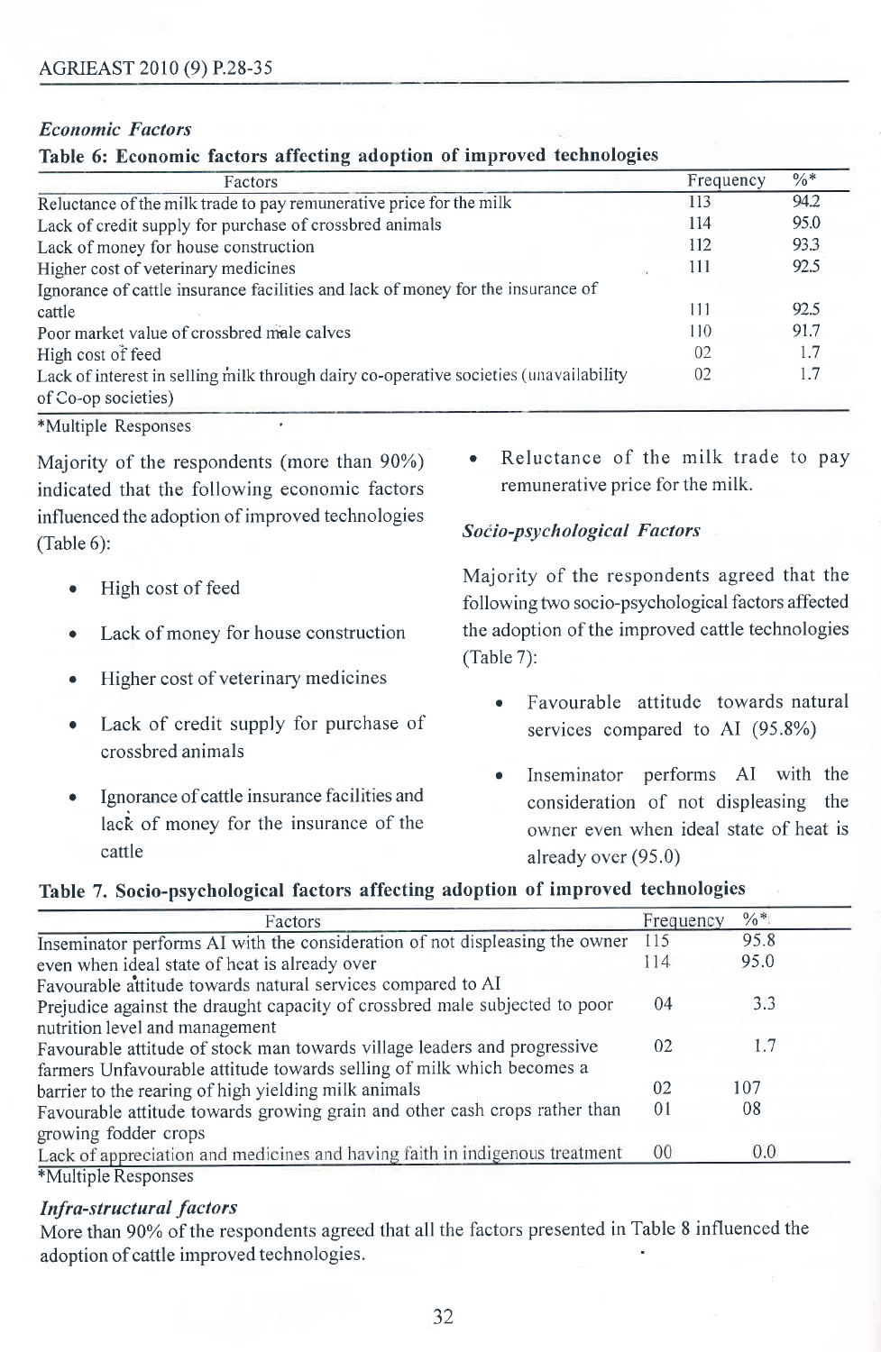### *Economic Factors*

**Table 6: Economic factors affecting adoption of improved technologies**

| Factors | Frequency | %* |
|---|---|---|
| Reluctance of the milk trade to pay remunerative price for the milk | 113 | 94.2 |
| Lack of credit supply for purchase of crossbred animals | 114 | 95.0 |
| Lack of money for house construction | 112 | 93.3 |
| Higher cost of veterinary medicines | 111 | 92.5 |
| Ignorance of cattle insurance facilities and lack of money for the insurance of cattle | 111 | 92.5 |
| Poor market value of crossbred male calves | 110 | 91.7 |
| High cost of feed | 02 | 1.7 |
| Lack of interest in selling milk through dairy co-operative societies (unavailability of Co-op societies) | 02 | 1.7 |

*Multiple Responses

Majority of the respondents (more than 90%) indicated that the following economic factors influenced the adoption of improved technologies (Table 6):

- High cost of feed
- Lack of money for house construction
- Higher cost of veterinary medicines
- Lack of credit supply for purchase of crossbred animals
- Ignorance of cattle insurance facilities and lack of money for the insurance of the cattle
- Reluctance of the milk trade to pay remunerative price for the milk.

### *Socio-psychological Factors*

Majority of the respondents agreed that the following two socio-psychological factors affected the adoption of the improved cattle technologies (Table 7):

- Favourable attitude towards natural services compared to AI (95.8%)
- Inseminator performs AI with the consideration of not displeasing the owner even when ideal state of heat is already over (95.0)

**Table 7. Socio-psychological factors affecting adoption of improved technologies**

| Factors | Frequency | %* |
|---|---|---|
| Inseminator performs AI with the consideration of not displeasing the owner even when ideal state of heat is already over | 115 | 95.8 |
| Favourable attitude towards natural services compared to AI | 114 | 95.0 |
| Prejudice against the draught capacity of crossbred male subjected to poor nutrition level and management | 04 | 3.3 |
| Favourable attitude of stock man towards village leaders and progressive farmers | 02 | 1.7 |
| Unfavourable attitude towards selling of milk which becomes a barrier to the rearing of high yielding milk animals | 02 | 107 |
| Favourable attitude towards growing grain and other cash crops rather than growing fodder crops | 01 | 08 |
| Lack of appreciation and medicines and having faith in indigenous treatment | 00 | 0.0 |

*Multiple Responses

### *Infra-structural factors*

More than 90% of the respondents agreed that all the factors presented in Table 8 influenced the adoption of cattle improved technologies.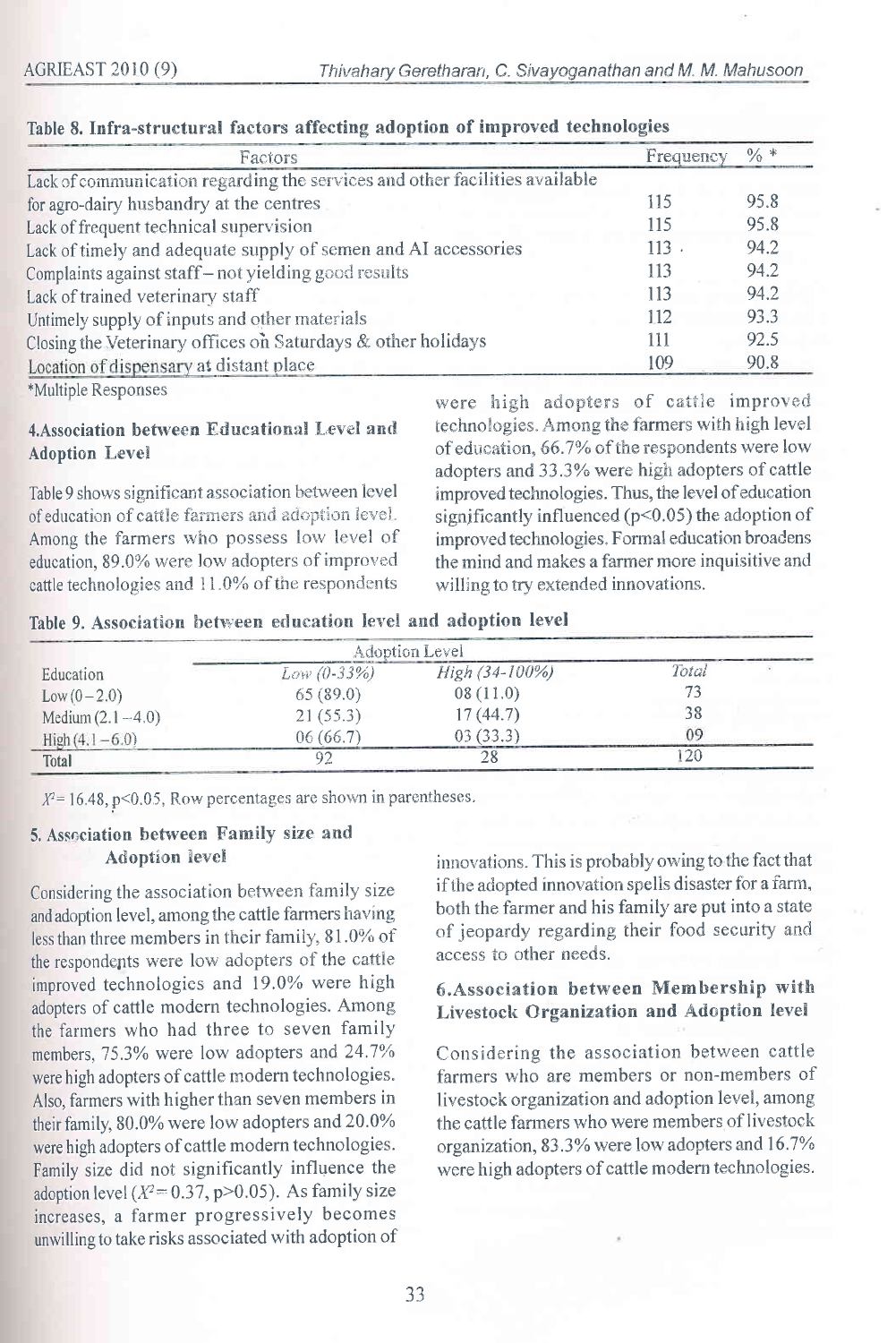**Table 8. Infra-structural factors affecting adoption of improved technologies**

| Factors | Frequency | % * |
|---|---|---|
| Lack of communication regarding the services and other facilities available for agro-dairy husbandry at the centres | 115 | 95.8 |
| Lack of frequent technical supervision | 115 | 95.8 |
| Lack of timely and adequate supply of semen and AI accessories | 113 | 94.2 |
| Complaints against staff – not yielding good results | 113 | 94.2 |
| Lack of trained veterinary staff | 113 | 94.2 |
| Untimely supply of inputs and other materials | 112 | 93.3 |
| Closing the Veterinary offices on Saturdays & other holidays | 111 | 92.5 |
| Location of dispensary at distant place | 109 | 90.8 |

*Multiple Responses

## 4.Association between Educational Level and Adoption Level

Table 9 shows significant association between level of education of cattle farmers and adoption level. Among the farmers who possess low level of education, 89.0% were low adopters of improved cattle technologies and 11.0% of the respondents were high adopters of cattle improved technologies. Among the farmers with high level of education, 66.7% of the respondents were low adopters and 33.3% were high adopters of cattle improved technologies. Thus, the level of education significantly influenced ($p<0.05$) the adoption of improved technologies. Formal education broadens the mind and makes a farmer more inquisitive and willing to try extended innovations.

**Table 9. Association between education level and adoption level**

| Education | Adoption Level | | |
|---|---|---|---|
| | *Low (0-33%)* | *High (34-100%)* | *Total* |
| Low (0 – 2.0) | 65 (89.0) | 08 (11.0) | 73 |
| Medium (2.1 – 4.0) | 21 (55.3) | 17 (44.7) | 38 |
| High (4.1 – 6.0) | 06 (66.7) | 03 (33.3) | 09 |
| **Total** | 92 | 28 | 120 |

$X^2 = 16.48$, $p<0.05$, Row percentages are shown in parentheses.

## 5. Association between Family size and Adoption level

Considering the association between family size and adoption level, among the cattle farmers having less than three members in their family, 81.0% of the respondents were low adopters of the cattle improved technologies and 19.0% were high adopters of cattle modern technologies. Among the farmers who had three to seven family members, 75.3% were low adopters and 24.7% were high adopters of cattle modern technologies. Also, farmers with higher than seven members in their family, 80.0% were low adopters and 20.0% were high adopters of cattle modern technologies. Family size did not significantly influence the adoption level ($X^2 = 0.37$, $p>0.05$). As family size increases, a farmer progressively becomes unwilling to take risks associated with adoption of innovations. This is probably owing to the fact that if the adopted innovation spells disaster for a farm, both the farmer and his family are put into a state of jeopardy regarding their food security and access to other needs.

## 6.Association between Membership with Livestock Organization and Adoption level

Considering the association between cattle farmers who are members or non-members of livestock organization and adoption level, among the cattle farmers who were members of livestock organization, 83.3% were low adopters and 16.7% were high adopters of cattle modern technologies.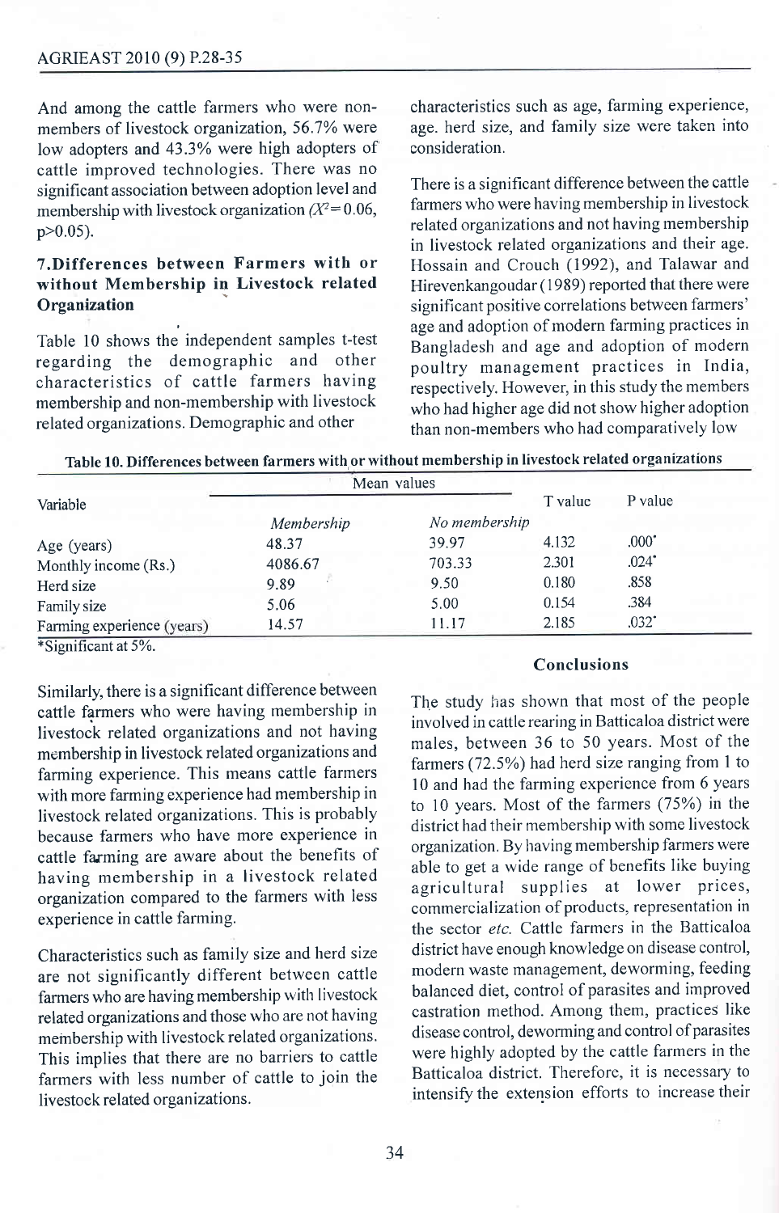And among the cattle farmers who were non-members of livestock organization, 56.7% were low adopters and 43.3% were high adopters of cattle improved technologies. There was no significant association between adoption level and membership with livestock organization ($X^2 = 0.06$, $p>0.05$).

## 7. Differences between Farmers with or without Membership in Livestock related Organization

Table 10 shows the independent samples t-test regarding the demographic and other characteristics of cattle farmers having membership and non-membership with livestock related organizations. Demographic and other characteristics such as age, farming experience, age. herd size, and family size were taken into consideration.

There is a significant difference between the cattle farmers who were having membership in livestock related organizations and not having membership in livestock related organizations and their age. Hossain and Crouch (1992), and Talawar and Hirevenkangoudar (1989) reported that there were significant positive correlations between farmers' age and adoption of modern farming practices in Bangladesh and age and adoption of modern poultry management practices in India, respectively. However, in this study the members who had higher age did not show higher adoption than non-members who had comparatively low

**Table 10. Differences between farmers with or without membership in livestock related organizations**

| Variable | Mean values | | T value | P value |
|---|---|---|---|---|
| | *Membership* | *No membership* | | |
| Age (years) | 48.37 | 39.97 | 4.132 | .000* |
| Monthly income (Rs.) | 4086.67 | 703.33 | 2.301 | .024* |
| Herd size | 9.89 | 9.50 | 0.180 | .858 |
| Family size | 5.06 | 5.00 | 0.154 | .384 |
| Farming experience (years) | 14.57 | 11.17 | 2.185 | .032* |

*Significant at 5%.

Similarly, there is a significant difference between cattle farmers who were having membership in livestock related organizations and not having membership in livestock related organizations and farming experience. This means cattle farmers with more farming experience had membership in livestock related organizations. This is probably because farmers who have more experience in cattle farming are aware about the benefits of having membership in a livestock related organization compared to the farmers with less experience in cattle farming.

Characteristics such as family size and herd size are not significantly different between cattle farmers who are having membership with livestock related organizations and those who are not having membership with livestock related organizations. This implies that there are no barriers to cattle farmers with less number of cattle to join the livestock related organizations.

## Conclusions

The study has shown that most of the people involved in cattle rearing in Batticaloa district were males, between 36 to 50 years. Most of the farmers (72.5%) had herd size ranging from 1 to 10 and had the farming experience from 6 years to 10 years. Most of the farmers (75%) in the district had their membership with some livestock organization. By having membership farmers were able to get a wide range of benefits like buying agricultural supplies at lower prices, commercialization of products, representation in the sector *etc.* Cattle farmers in the Batticaloa district have enough knowledge on disease control, modern waste management, deworming, feeding balanced diet, control of parasites and improved castration method. Among them, practices like disease control, deworming and control of parasites were highly adopted by the cattle farmers in the Batticaloa district. Therefore, it is necessary to intensify the extension efforts to increase their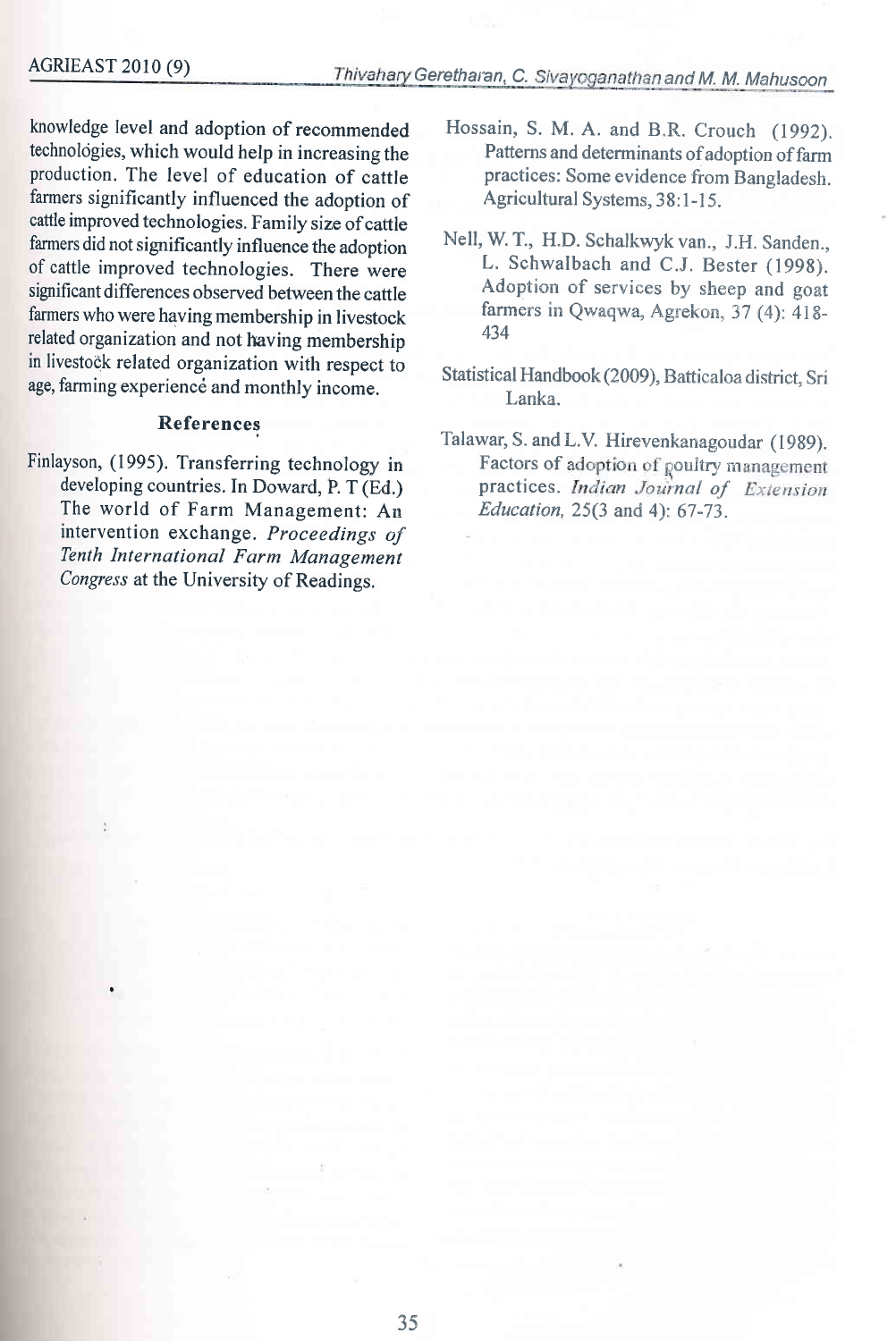knowledge level and adoption of recommended technologies, which would help in increasing the production. The level of education of cattle farmers significantly influenced the adoption of cattle improved technologies. Family size of cattle farmers did not significantly influence the adoption of cattle improved technologies. There were significant differences observed between the cattle farmers who were having membership in livestock related organization and not having membership in livestock related organization with respect to age, farming experience and monthly income.

## References

Finlayson, (1995). Transferring technology in developing countries. In Doward, P. T (Ed.) The world of Farm Management: An intervention exchange. *Proceedings of Tenth International Farm Management Congress* at the University of Readings.

Hossain, S. M. A. and B.R. Crouch (1992). Patterns and determinants of adoption of farm practices: Some evidence from Bangladesh. Agricultural Systems, 38:1-15.

Nell, W. T., H.D. Schalkwyk van., J.H. Sanden., L. Schwalbach and C.J. Bester (1998). Adoption of services by sheep and goat farmers in Qwaqwa, Agrekon, 37 (4): 418-434

Statistical Handbook (2009), Batticaloa district, Sri Lanka.

Talawar, S. and L.V. Hirevenkanagoudar (1989). Factors of adoption of poultry management practices. *Indian Journal of Extension Education,* 25(3 and 4): 67-73.